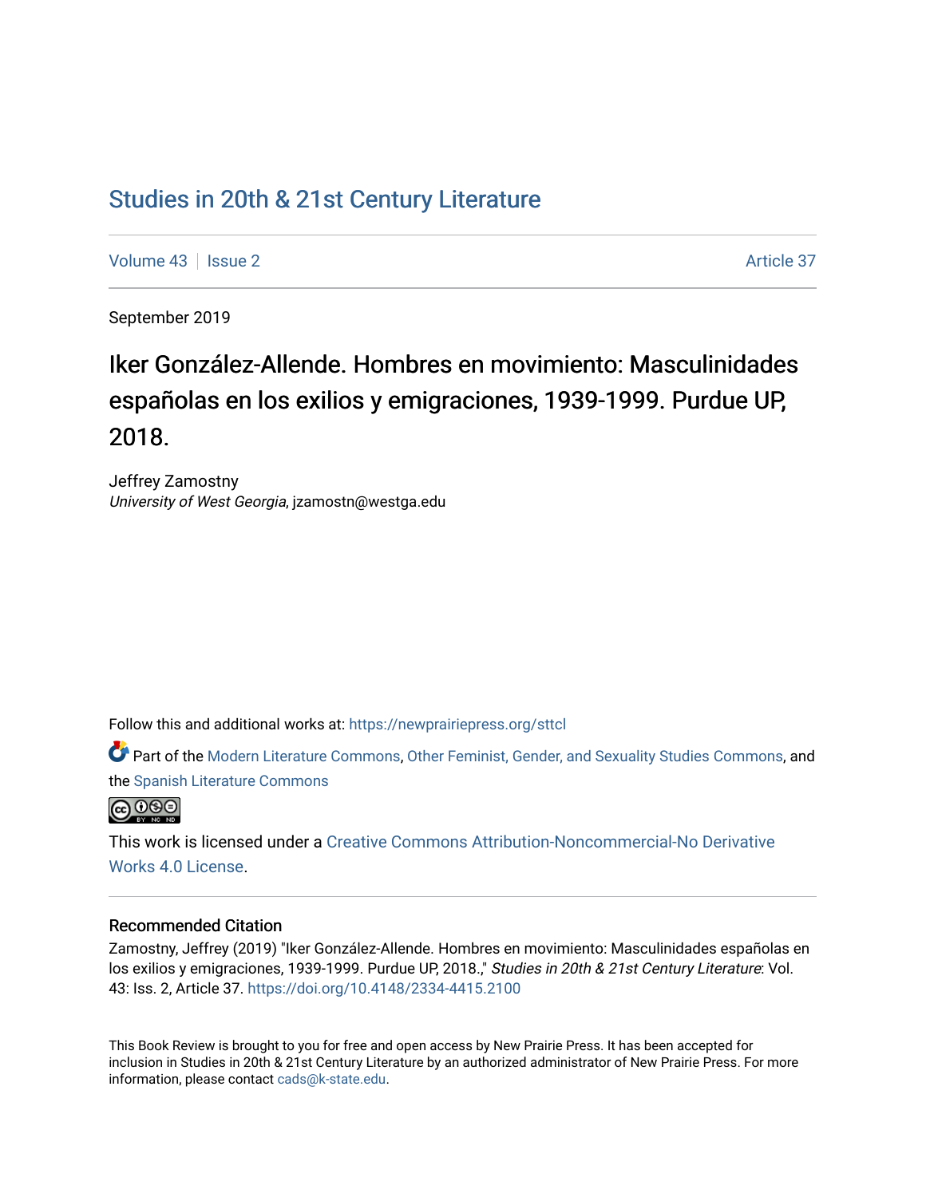# Studies in 20th & 21st Century Literature

Volume 43 | Issue 2 | Article 37

September 2019

## Iker González-Allende. Hombres en movimiento: Masculinidades españolas en los exilios y emigraciones, 1939-1999. Purdue UP, 2018.

Jeffrey Zamostny
*University of West Georgia*, jzamostn@westga.edu

Follow this and additional works at: https://newprairiepress.org/sttcl

Part of the Modern Literature Commons, Other Feminist, Gender, and Sexuality Studies Commons, and the Spanish Literature Commons

This work is licensed under a Creative Commons Attribution-Noncommercial-No Derivative Works 4.0 License.

### Recommended Citation

Zamostny, Jeffrey (2019) "Iker González-Allende. Hombres en movimiento: Masculinidades españolas en los exilios y emigraciones, 1939-1999. Purdue UP, 2018.," *Studies in 20th & 21st Century Literature*: Vol. 43: Iss. 2, Article 37. https://doi.org/10.4148/2334-4415.2100

This Book Review is brought to you for free and open access by New Prairie Press. It has been accepted for inclusion in Studies in 20th & 21st Century Literature by an authorized administrator of New Prairie Press. For more information, please contact cads@k-state.edu.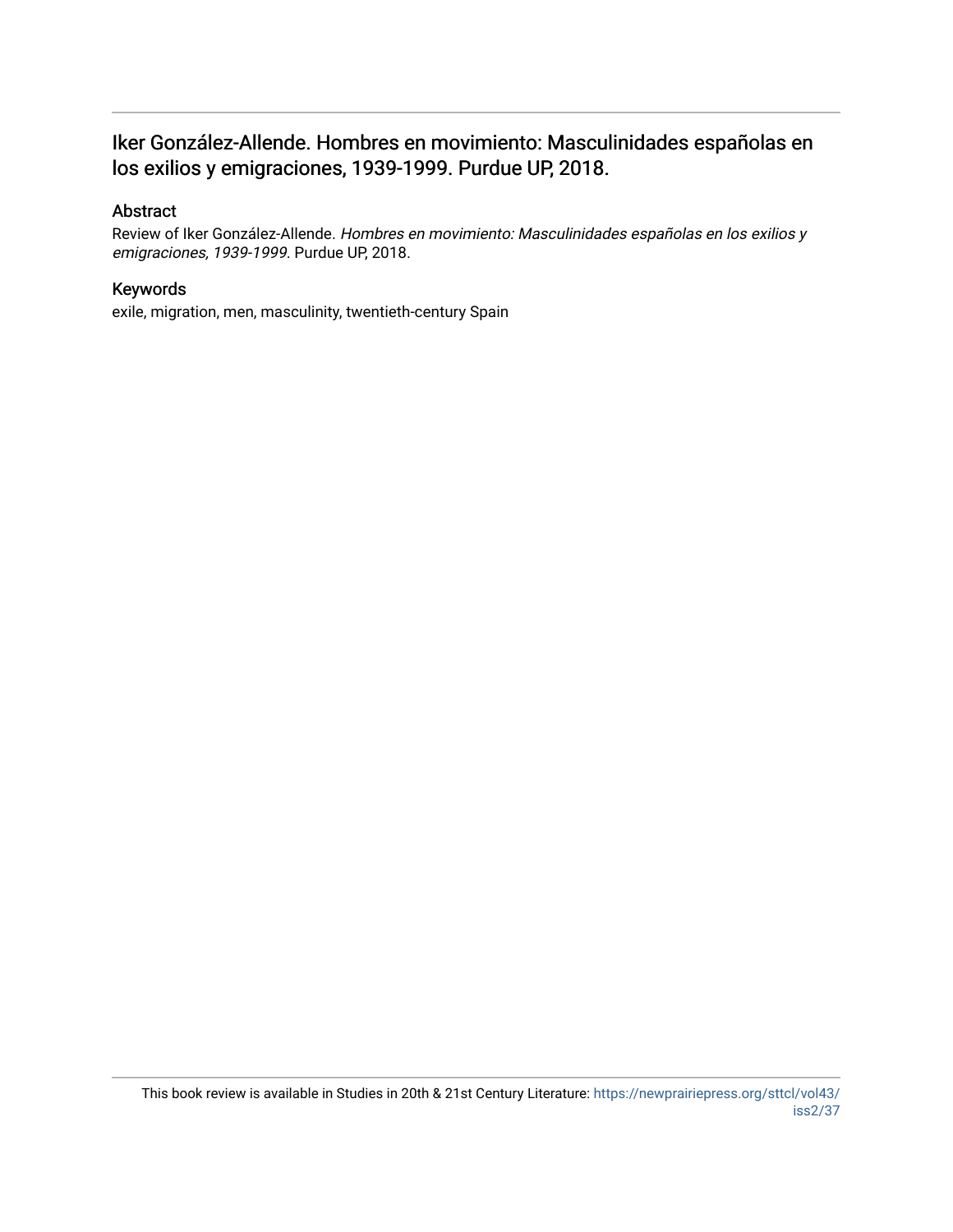## Iker González-Allende. Hombres en movimiento: Masculinidades españolas en los exilios y emigraciones, 1939-1999. Purdue UP, 2018.

### Abstract

Review of Iker González-Allende. *Hombres en movimiento: Masculinidades españolas en los exilios y emigraciones, 1939-1999*. Purdue UP, 2018.

### Keywords

exile, migration, men, masculinity, twentieth-century Spain

This book review is available in Studies in 20th & 21st Century Literature: https://newprairiepress.org/sttcl/vol43/iss2/37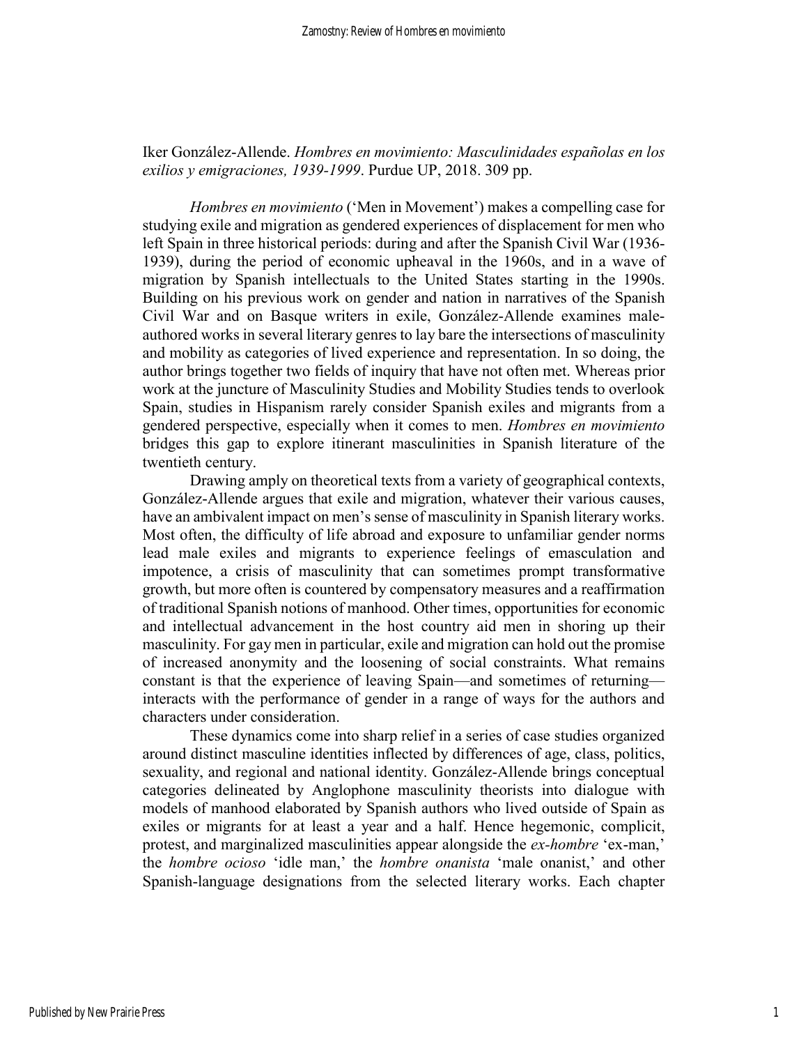Iker González-Allende. *Hombres en movimiento: Masculinidades españolas en los exilios y emigraciones, 1939-1999*. Purdue UP, 2018. 309 pp.

*Hombres en movimiento* ('Men in Movement') makes a compelling case for studying exile and migration as gendered experiences of displacement for men who left Spain in three historical periods: during and after the Spanish Civil War (1936-1939), during the period of economic upheaval in the 1960s, and in a wave of migration by Spanish intellectuals to the United States starting in the 1990s. Building on his previous work on gender and nation in narratives of the Spanish Civil War and on Basque writers in exile, González-Allende examines male-authored works in several literary genres to lay bare the intersections of masculinity and mobility as categories of lived experience and representation. In so doing, the author brings together two fields of inquiry that have not often met. Whereas prior work at the juncture of Masculinity Studies and Mobility Studies tends to overlook Spain, studies in Hispanism rarely consider Spanish exiles and migrants from a gendered perspective, especially when it comes to men. *Hombres en movimiento* bridges this gap to explore itinerant masculinities in Spanish literature of the twentieth century.

Drawing amply on theoretical texts from a variety of geographical contexts, González-Allende argues that exile and migration, whatever their various causes, have an ambivalent impact on men's sense of masculinity in Spanish literary works. Most often, the difficulty of life abroad and exposure to unfamiliar gender norms lead male exiles and migrants to experience feelings of emasculation and impotence, a crisis of masculinity that can sometimes prompt transformative growth, but more often is countered by compensatory measures and a reaffirmation of traditional Spanish notions of manhood. Other times, opportunities for economic and intellectual advancement in the host country aid men in shoring up their masculinity. For gay men in particular, exile and migration can hold out the promise of increased anonymity and the loosening of social constraints. What remains constant is that the experience of leaving Spain—and sometimes of returning—interacts with the performance of gender in a range of ways for the authors and characters under consideration.

These dynamics come into sharp relief in a series of case studies organized around distinct masculine identities inflected by differences of age, class, politics, sexuality, and regional and national identity. González-Allende brings conceptual categories delineated by Anglophone masculinity theorists into dialogue with models of manhood elaborated by Spanish authors who lived outside of Spain as exiles or migrants for at least a year and a half. Hence hegemonic, complicit, protest, and marginalized masculinities appear alongside the *ex-hombre* 'ex-man,' the *hombre ocioso* 'idle man,' the *hombre onanista* 'male onanist,' and other Spanish-language designations from the selected literary works. Each chapter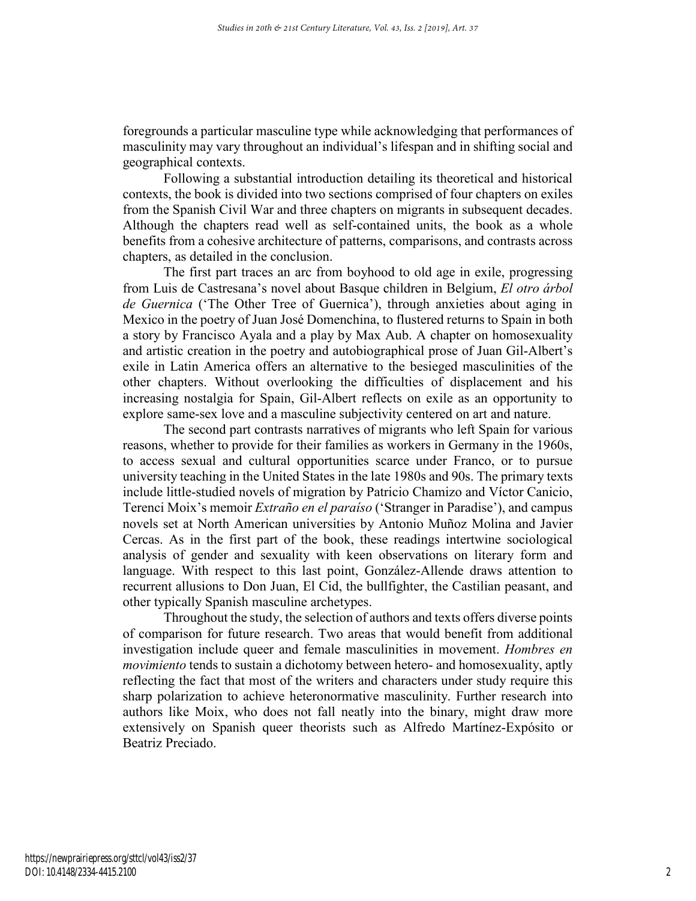foregrounds a particular masculine type while acknowledging that performances of masculinity may vary throughout an individual's lifespan and in shifting social and geographical contexts.

Following a substantial introduction detailing its theoretical and historical contexts, the book is divided into two sections comprised of four chapters on exiles from the Spanish Civil War and three chapters on migrants in subsequent decades. Although the chapters read well as self-contained units, the book as a whole benefits from a cohesive architecture of patterns, comparisons, and contrasts across chapters, as detailed in the conclusion.

The first part traces an arc from boyhood to old age in exile, progressing from Luis de Castresana's novel about Basque children in Belgium, *El otro árbol de Guernica* ('The Other Tree of Guernica'), through anxieties about aging in Mexico in the poetry of Juan José Domenchina, to flustered returns to Spain in both a story by Francisco Ayala and a play by Max Aub. A chapter on homosexuality and artistic creation in the poetry and autobiographical prose of Juan Gil-Albert's exile in Latin America offers an alternative to the besieged masculinities of the other chapters. Without overlooking the difficulties of displacement and his increasing nostalgia for Spain, Gil-Albert reflects on exile as an opportunity to explore same-sex love and a masculine subjectivity centered on art and nature.

The second part contrasts narratives of migrants who left Spain for various reasons, whether to provide for their families as workers in Germany in the 1960s, to access sexual and cultural opportunities scarce under Franco, or to pursue university teaching in the United States in the late 1980s and 90s. The primary texts include little-studied novels of migration by Patricio Chamizo and Víctor Canicio, Terenci Moix's memoir *Extraño en el paraíso* ('Stranger in Paradise'), and campus novels set at North American universities by Antonio Muñoz Molina and Javier Cercas. As in the first part of the book, these readings intertwine sociological analysis of gender and sexuality with keen observations on literary form and language. With respect to this last point, González-Allende draws attention to recurrent allusions to Don Juan, El Cid, the bullfighter, the Castilian peasant, and other typically Spanish masculine archetypes.

Throughout the study, the selection of authors and texts offers diverse points of comparison for future research. Two areas that would benefit from additional investigation include queer and female masculinities in movement. *Hombres en movimiento* tends to sustain a dichotomy between hetero- and homosexuality, aptly reflecting the fact that most of the writers and characters under study require this sharp polarization to achieve heteronormative masculinity. Further research into authors like Moix, who does not fall neatly into the binary, might draw more extensively on Spanish queer theorists such as Alfredo Martínez-Expósito or Beatriz Preciado.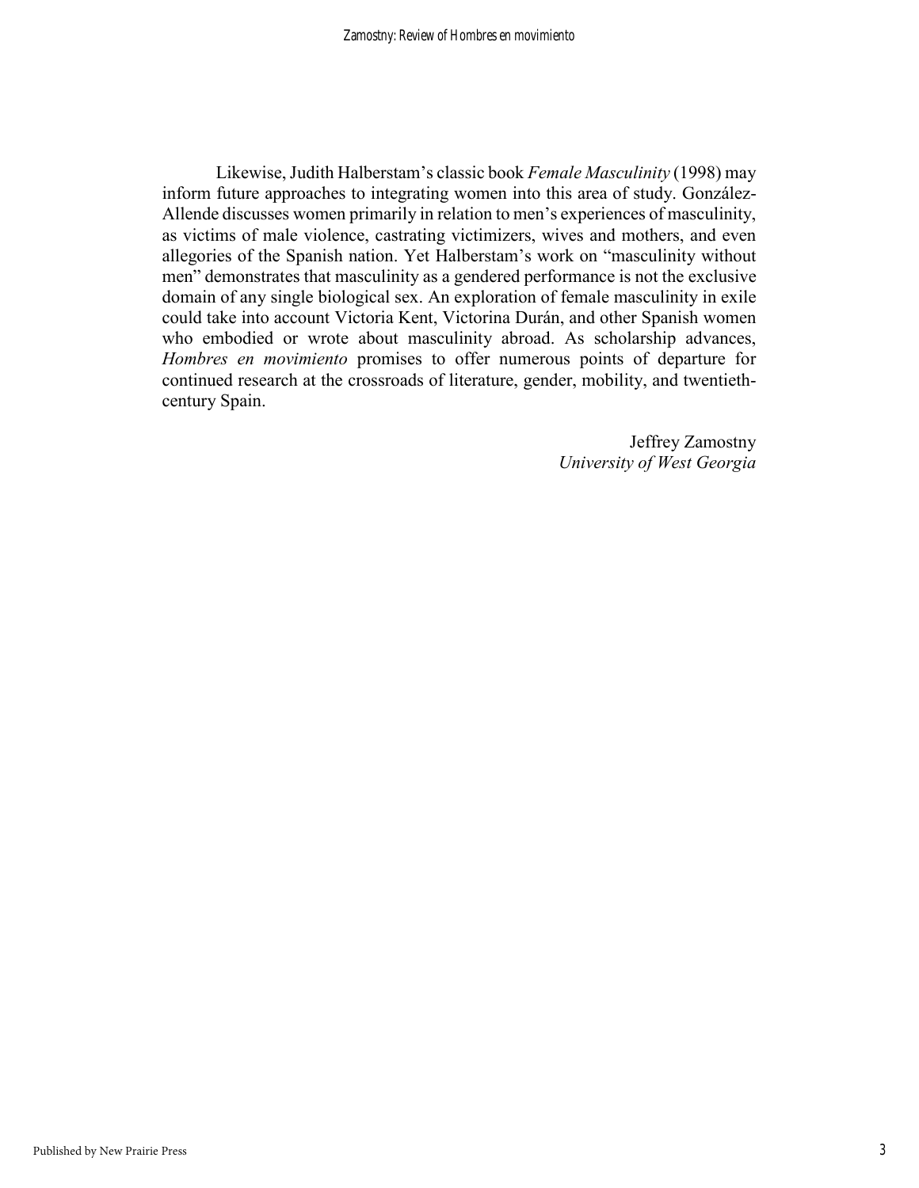Likewise, Judith Halberstam's classic book *Female Masculinity* (1998) may inform future approaches to integrating women into this area of study. González-Allende discusses women primarily in relation to men's experiences of masculinity, as victims of male violence, castrating victimizers, wives and mothers, and even allegories of the Spanish nation. Yet Halberstam's work on "masculinity without men" demonstrates that masculinity as a gendered performance is not the exclusive domain of any single biological sex. An exploration of female masculinity in exile could take into account Victoria Kent, Victorina Durán, and other Spanish women who embodied or wrote about masculinity abroad. As scholarship advances, *Hombres en movimiento* promises to offer numerous points of departure for continued research at the crossroads of literature, gender, mobility, and twentieth-century Spain.

Jeffrey Zamostny
*University of West Georgia*